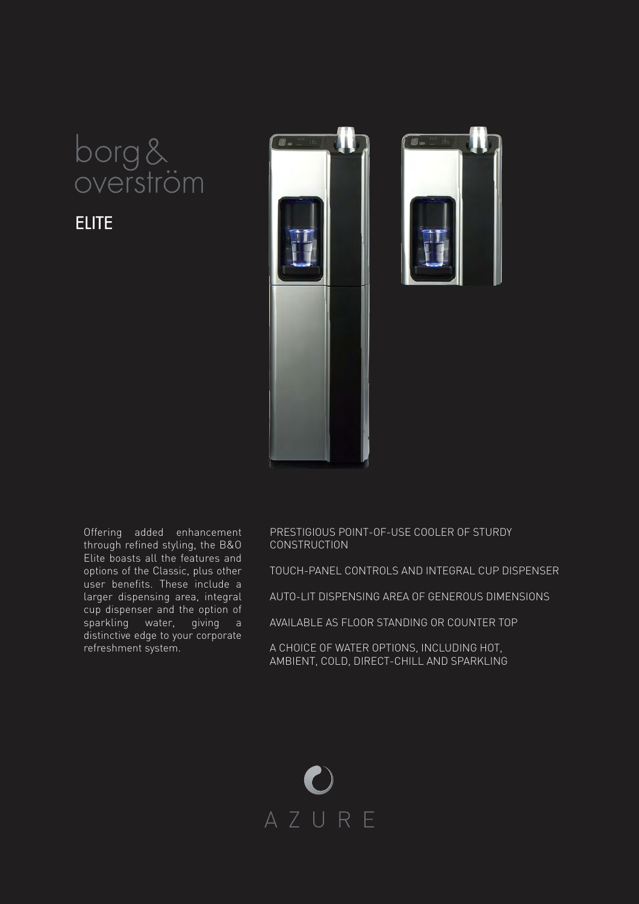# borg & overström

## ELITE

Offering added enhancement through refined styling, the B&O Elite boasts all the features and options of the Classic, plus other user benefits. These include a larger dispensing area, integral cup dispenser and the option of sparkling water, giving a distinctive edge to your corporate refreshment system.

PRESTIGIOUS POINT-OF-USE COOLER OF STURDY CONSTRUCTION

TOUCH-PANEL CONTROLS AND INTEGRAL CUP DISPENSER

AUTO-LIT DISPENSING AREA OF GENEROUS DIMENSIONS

AVAILABLE AS FLOOR STANDING OR COUNTER TOP

A CHOICE OF WATER OPTIONS, INCLUDING HOT, AMBIENT, COLD, DIRECT-CHILL AND SPARKLING

AZURE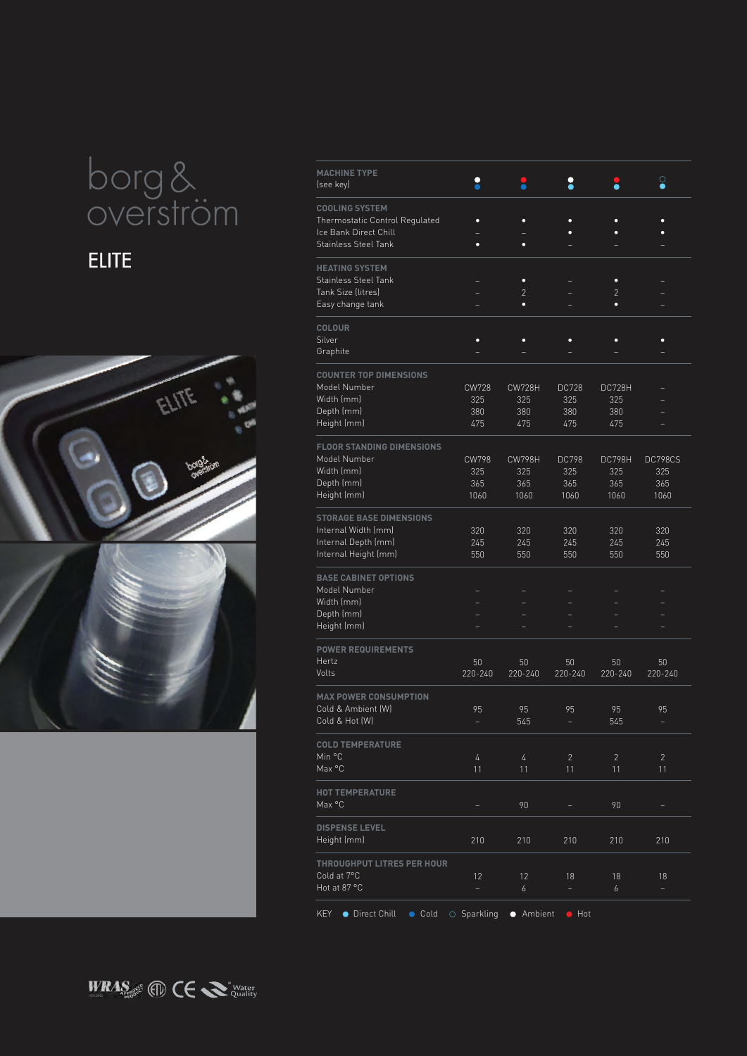# borg & overström

## ELITE

| | | | | | |
|---|---|---|---|---|---|
| **MACHINE TYPE** (see key) | Ambient / Cold | Hot / Cold | Ambient / Direct Chill | Hot / Direct Chill | Sparkling / Direct Chill |
| **COOLING SYSTEM** | | | | | |
| Thermostatic Control Regulated | • | • | • | • | • |
| Ice Bank Direct Chill | – | – | • | • | • |
| Stainless Steel Tank | • | • | – | – | – |
| **HEATING SYSTEM** | | | | | |
| Stainless Steel Tank | – | • | – | • | – |
| Tank Size (litres) | – | 2 | – | 2 | – |
| Easy change tank | – | • | – | • | – |
| **COLOUR** | | | | | |
| Silver | • | • | • | • | • |
| Graphite | – | – | – | – | – |
| **COUNTER TOP DIMENSIONS** | | | | | |
| Model Number | CW728 | CW728H | DC728 | DC728H | – |
| Width (mm) | 325 | 325 | 325 | 325 | – |
| Depth (mm) | 380 | 380 | 380 | 380 | – |
| Height (mm) | 475 | 475 | 475 | 475 | – |
| **FLOOR STANDING DIMENSIONS** | | | | | |
| Model Number | CW798 | CW798H | DC798 | DC798H | DC798CS |
| Width (mm) | 325 | 325 | 325 | 325 | 325 |
| Depth (mm) | 365 | 365 | 365 | 365 | 365 |
| Height (mm) | 1060 | 1060 | 1060 | 1060 | 1060 |
| **STORAGE BASE DIMENSIONS** | | | | | |
| Internal Width (mm) | 320 | 320 | 320 | 320 | 320 |
| Internal Depth (mm) | 245 | 245 | 245 | 245 | 245 |
| Internal Height (mm) | 550 | 550 | 550 | 550 | 550 |
| **BASE CABINET OPTIONS** | | | | | |
| Model Number | – | – | – | – | – |
| Width (mm) | – | – | – | – | – |
| Depth (mm) | – | – | – | – | – |
| Height (mm) | – | – | – | – | – |
| **POWER REQUIREMENTS** | | | | | |
| Hertz | 50 | 50 | 50 | 50 | 50 |
| Volts | 220-240 | 220-240 | 220-240 | 220-240 | 220-240 |
| **MAX POWER CONSUMPTION** | | | | | |
| Cold & Ambient (W) | 95 | 95 | 95 | 95 | 95 |
| Cold & Hot (W) | – | 545 | – | 545 | – |
| **COLD TEMPERATURE** | | | | | |
| Min °C | 4 | 4 | 2 | 2 | 2 |
| Max °C | 11 | 11 | 11 | 11 | 11 |
| **HOT TEMPERATURE** | | | | | |
| Max °C | – | 90 | – | 90 | – |
| **DISPENSE LEVEL** | | | | | |
| Height (mm) | 210 | 210 | 210 | 210 | 210 |
| **THROUGHPUT LITRES PER HOUR** | | | | | |
| Cold at 7°C | 12 | 12 | 18 | 18 | 18 |
| Hot at 87 °C | – | 6 | – | 6 | – |

KEY ● Direct Chill ● Cold ○ Sparkling ● Ambient ● Hot